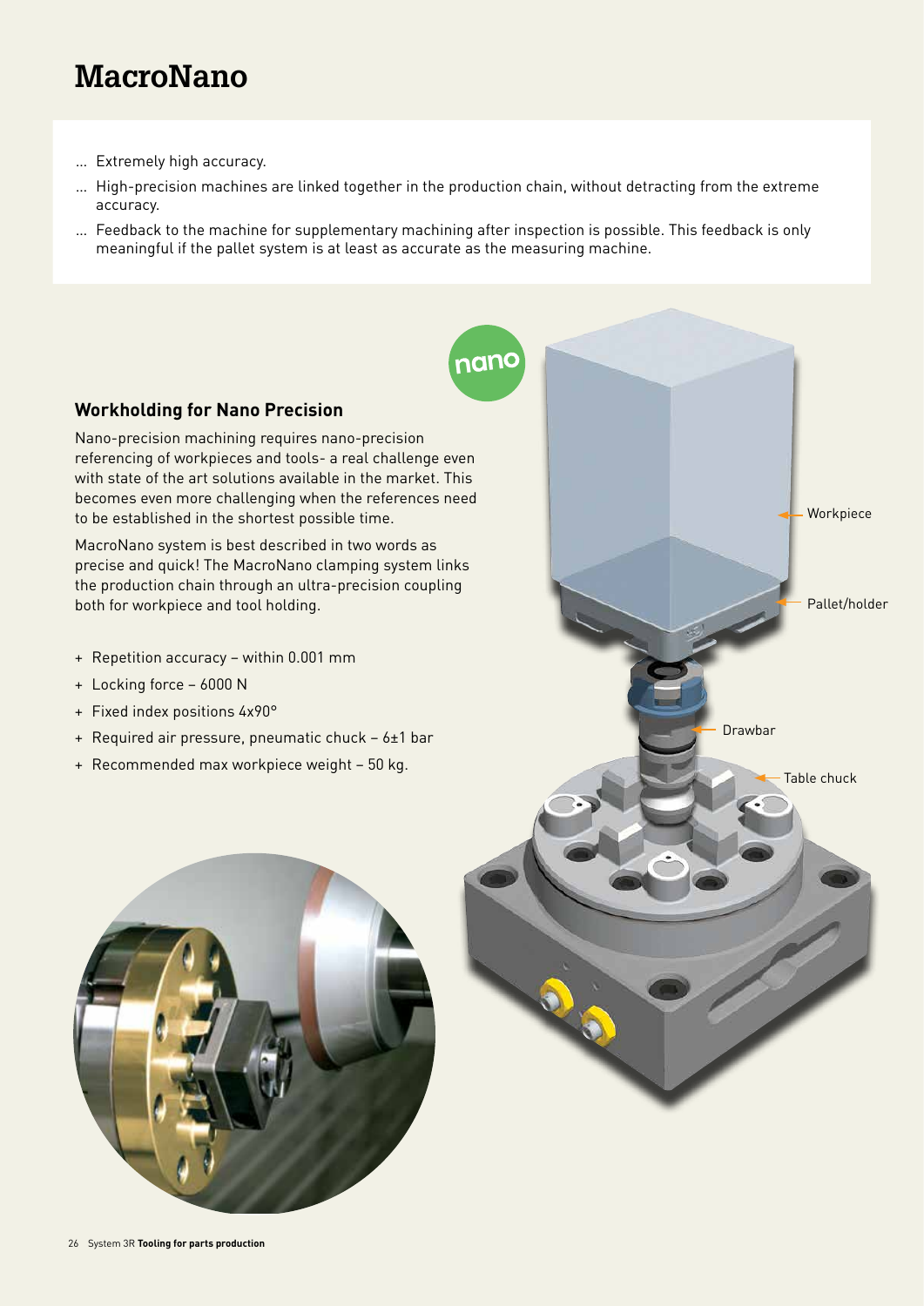# MacroNano

... Extremely high accuracy.

... High-precision machines are linked together in the production chain, without detracting from the extreme accuracy.

... Feedback to the machine for supplementary machining after inspection is possible. This feedback is only meaningful if the pallet system is at least as accurate as the measuring machine.

## Workholding for Nano Precision

Nano-precision machining requires nano-precision referencing of workpieces and tools- a real challenge even with state of the art solutions available in the market. This becomes even more challenging when the references need to be established in the shortest possible time.

MacroNano system is best described in two words as precise and quick! The MacroNano clamping system links the production chain through an ultra-precision coupling both for workpiece and tool holding.

- + Repetition accuracy – within 0.001 mm
- + Locking force – 6000 N
- + Fixed index positions 4x90°
- + Required air pressure, pneumatic chuck – 6±1 bar
- + Recommended max workpiece weight – 50 kg.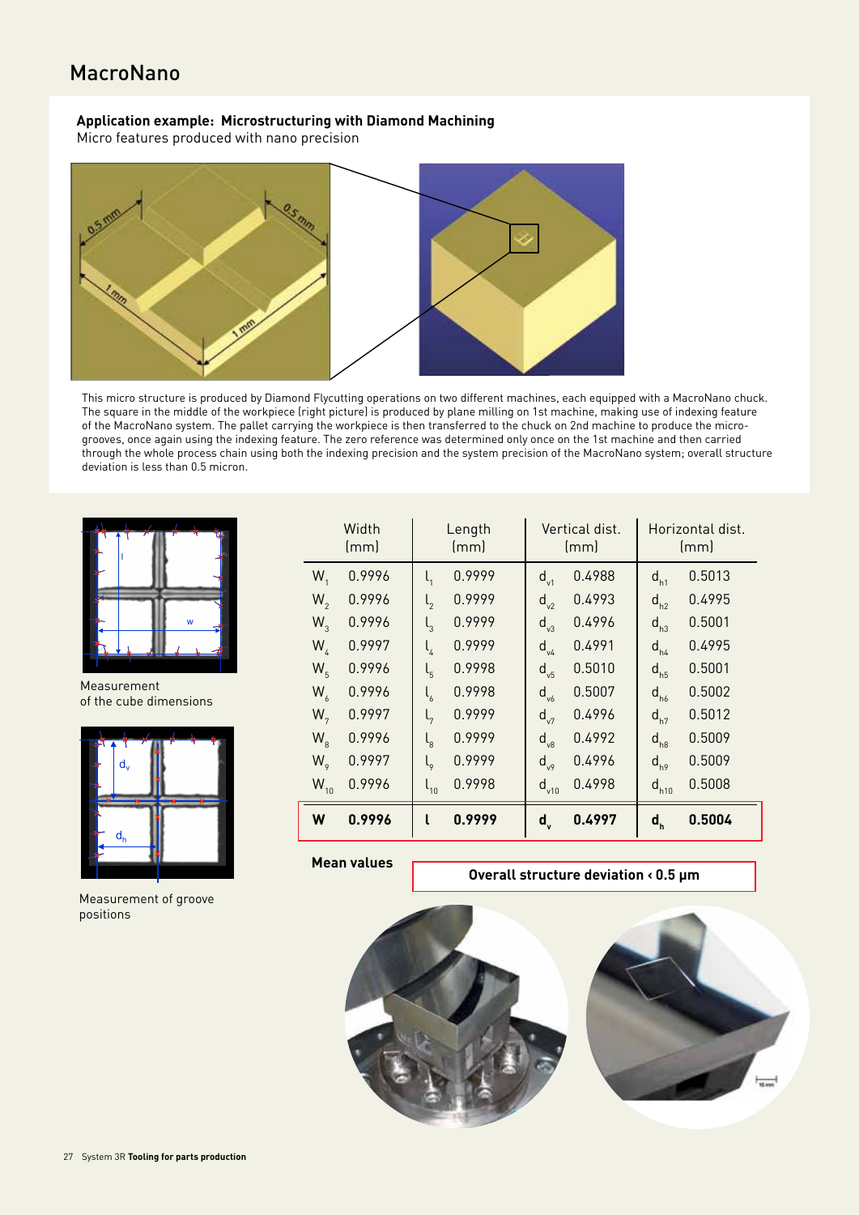# MacroNano

**Application example: Microstructuring with Diamond Machining**
Micro features produced with nano precision

This micro structure is produced by Diamond Flycutting operations on two different machines, each equipped with a MacroNano chuck. The square in the middle of the workpiece (right picture) is produced by plane milling on 1st machine, making use of indexing feature of the MacroNano system. The pallet carrying the workpiece is then transferred to the chuck on 2nd machine to produce the micro-grooves, once again using the indexing feature. The zero reference was determined only once on the 1st machine and then carried through the whole process chain using both the indexing precision and the system precision of the MacroNano system; overall structure deviation is less than 0.5 micron.

Measurement of the cube dimensions

Measurement of groove positions

| Width (mm) | | Length (mm) | | Vertical dist. (mm) | | Horizontal dist. (mm) | |
|---|---|---|---|---|---|---|---|
| $W_1$ | 0.9996 | $l_1$ | 0.9999 | $d_{v1}$ | 0.4988 | $d_{h1}$ | 0.5013 |
| $W_2$ | 0.9996 | $l_2$ | 0.9999 | $d_{v2}$ | 0.4993 | $d_{h2}$ | 0.4995 |
| $W_3$ | 0.9996 | $l_3$ | 0.9999 | $d_{v3}$ | 0.4996 | $d_{h3}$ | 0.5001 |
| $W_4$ | 0.9997 | $l_4$ | 0.9999 | $d_{v4}$ | 0.4991 | $d_{h4}$ | 0.4995 |
| $W_5$ | 0.9996 | $l_5$ | 0.9998 | $d_{v5}$ | 0.5010 | $d_{h5}$ | 0.5001 |
| $W_6$ | 0.9996 | $l_6$ | 0.9998 | $d_{v6}$ | 0.5007 | $d_{h6}$ | 0.5002 |
| $W_7$ | 0.9997 | $l_7$ | 0.9999 | $d_{v7}$ | 0.4996 | $d_{h7}$ | 0.5012 |
| $W_8$ | 0.9996 | $l_8$ | 0.9999 | $d_{v8}$ | 0.4992 | $d_{h8}$ | 0.5009 |
| $W_9$ | 0.9997 | $l_9$ | 0.9999 | $d_{v9}$ | 0.4996 | $d_{h9}$ | 0.5009 |
| $W_{10}$ | 0.9996 | $l_{10}$ | 0.9998 | $d_{v10}$ | 0.4998 | $d_{h10}$ | 0.5008 |
| **W** | **0.9996** | **l** | **0.9999** | $\mathbf{d_v}$ | **0.4997** | $\mathbf{d_h}$ | **0.5004** |

**Mean values**

**Overall structure deviation < 0.5 µm**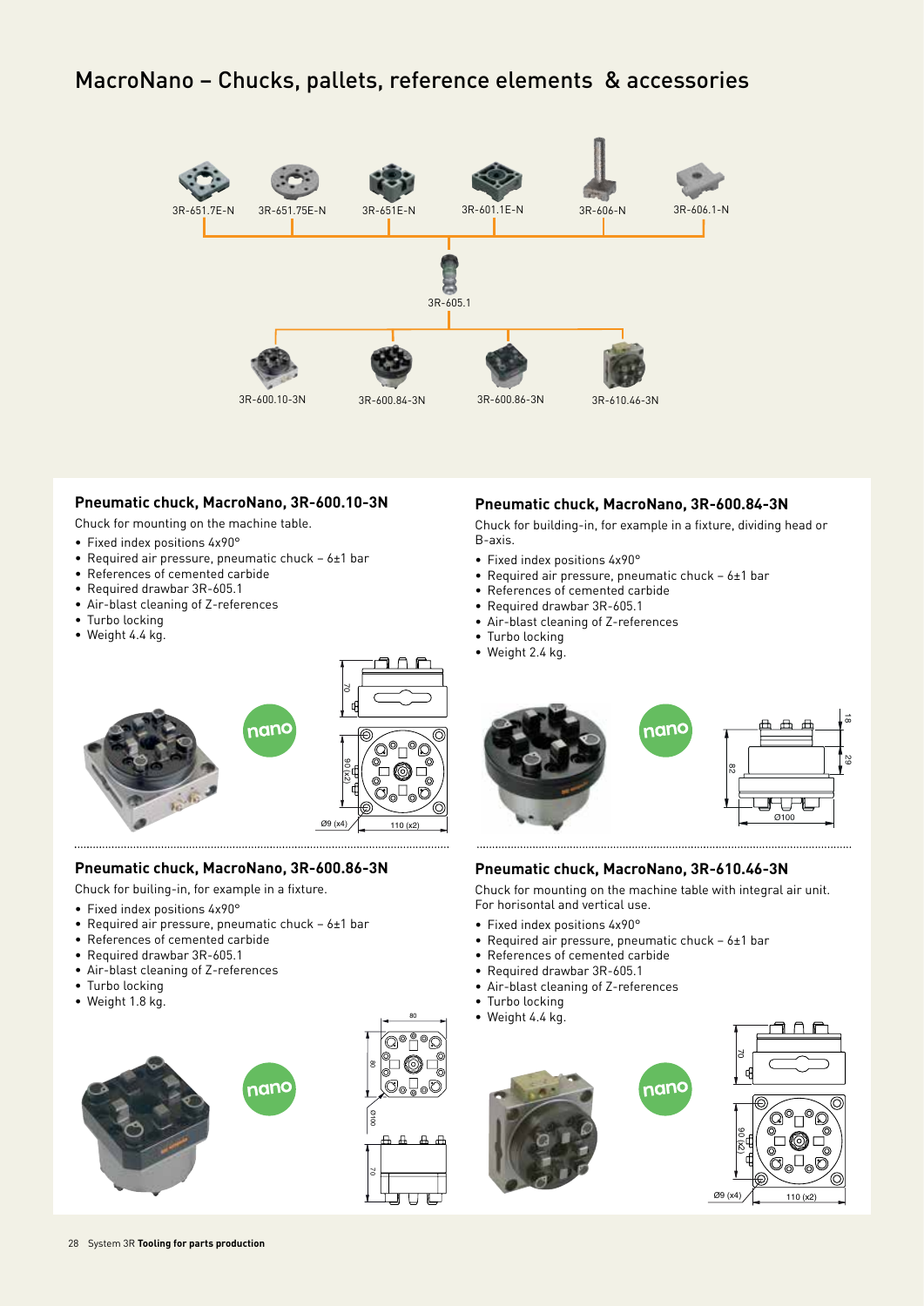# MacroNano – Chucks, pallets, reference elements & accessories

3R-651.7E-N 3R-651.75E-N 3R-651E-N 3R-601.1E-N 3R-606-N 3R-606.1-N

3R-605.1

3R-600.10-3N 3R-600.84-3N 3R-600.86-3N 3R-610.46-3N

## Pneumatic chuck, MacroNano, 3R-600.10-3N

Chuck for mounting on the machine table.

- Fixed index positions 4x90°
- Required air pressure, pneumatic chuck – 6±1 bar
- References of cemented carbide
- Required drawbar 3R-605.1
- Air-blast cleaning of Z-references
- Turbo locking
- Weight 4.4 kg.

## Pneumatic chuck, MacroNano, 3R-600.84-3N

Chuck for building-in, for example in a fixture, dividing head or B-axis.

- Fixed index positions 4x90°
- Required air pressure, pneumatic chuck – 6±1 bar
- References of cemented carbide
- Required drawbar 3R-605.1
- Air-blast cleaning of Z-references
- Turbo locking
- Weight 2.4 kg.

## Pneumatic chuck, MacroNano, 3R-600.86-3N

Chuck for builing-in, for example in a fixture.

- Fixed index positions 4x90°
- Required air pressure, pneumatic chuck – 6±1 bar
- References of cemented carbide
- Required drawbar 3R-605.1
- Air-blast cleaning of Z-references
- Turbo locking
- Weight 1.8 kg.

## Pneumatic chuck, MacroNano, 3R-610.46-3N

Chuck for mounting on the machine table with integral air unit. For horisontal and vertical use.

- Fixed index positions 4x90°
- Required air pressure, pneumatic chuck – 6±1 bar
- References of cemented carbide
- Required drawbar 3R-605.1
- Air-blast cleaning of Z-references
- Turbo locking
- Weight 4.4 kg.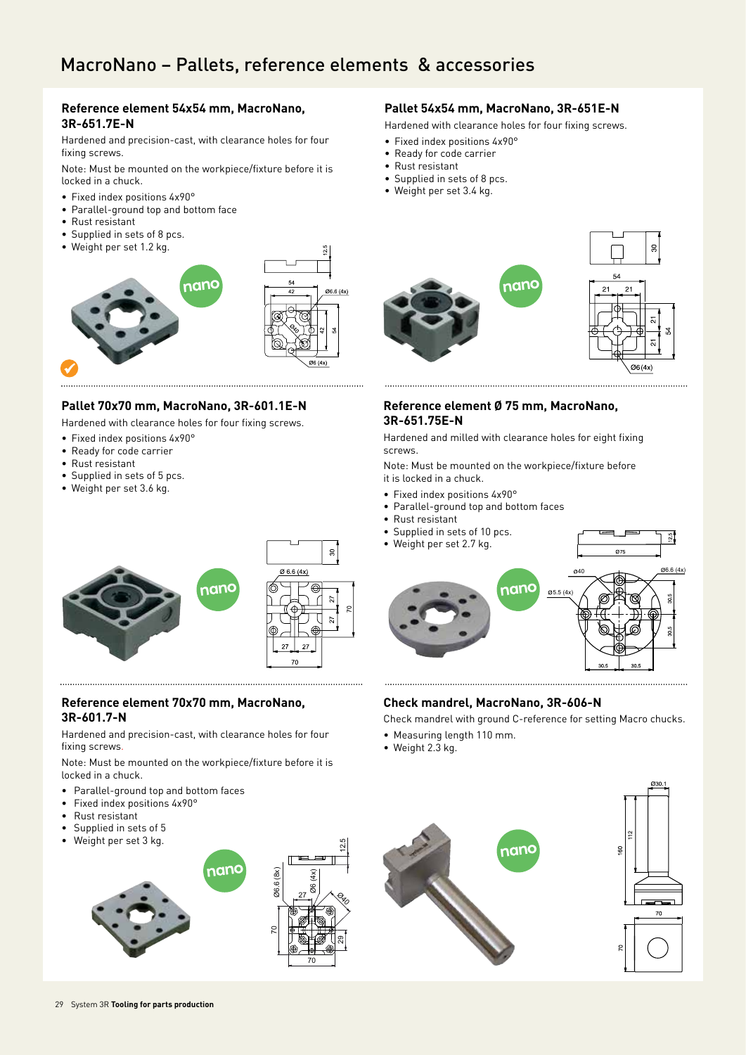# MacroNano – Pallets, reference elements & accessories

## Reference element 54x54 mm, MacroNano, 3R-651.7E-N

Hardened and precision-cast, with clearance holes for four fixing screws.

Note: Must be mounted on the workpiece/fixture before it is locked in a chuck.

- Fixed index positions 4x90°
- Parallel-ground top and bottom face
- Rust resistant
- Supplied in sets of 8 pcs.
- Weight per set 1.2 kg.

## Pallet 54x54 mm, MacroNano, 3R-651E-N

Hardened with clearance holes for four fixing screws.

- Fixed index positions 4x90°
- Ready for code carrier
- Rust resistant
- Supplied in sets of 8 pcs.
- Weight per set 3.4 kg.

## Pallet 70x70 mm, MacroNano, 3R-601.1E-N

Hardened with clearance holes for four fixing screws.

- Fixed index positions 4x90°
- Ready for code carrier
- Rust resistant
- Supplied in sets of 5 pcs.
- Weight per set 3.6 kg.

## Reference element Ø 75 mm, MacroNano, 3R-651.75E-N

Hardened and milled with clearance holes for eight fixing screws.

Note: Must be mounted on the workpiece/fixture before it is locked in a chuck.

- Fixed index positions 4x90°
- Parallel-ground top and bottom faces
- Rust resistant
- Supplied in sets of 10 pcs.
- Weight per set 2.7 kg.

## Reference element 70x70 mm, MacroNano, 3R-601.7-N

Hardened and precision-cast, with clearance holes for four fixing screws.

Note: Must be mounted on the workpiece/fixture before it is locked in a chuck.

- Parallel-ground top and bottom faces
- Fixed index positions 4x90°
- Rust resistant
- Supplied in sets of 5
- Weight per set 3 kg.

## Check mandrel, MacroNano, 3R-606-N

Check mandrel with ground C-reference for setting Macro chucks.

- Measuring length 110 mm.
- Weight 2.3 kg.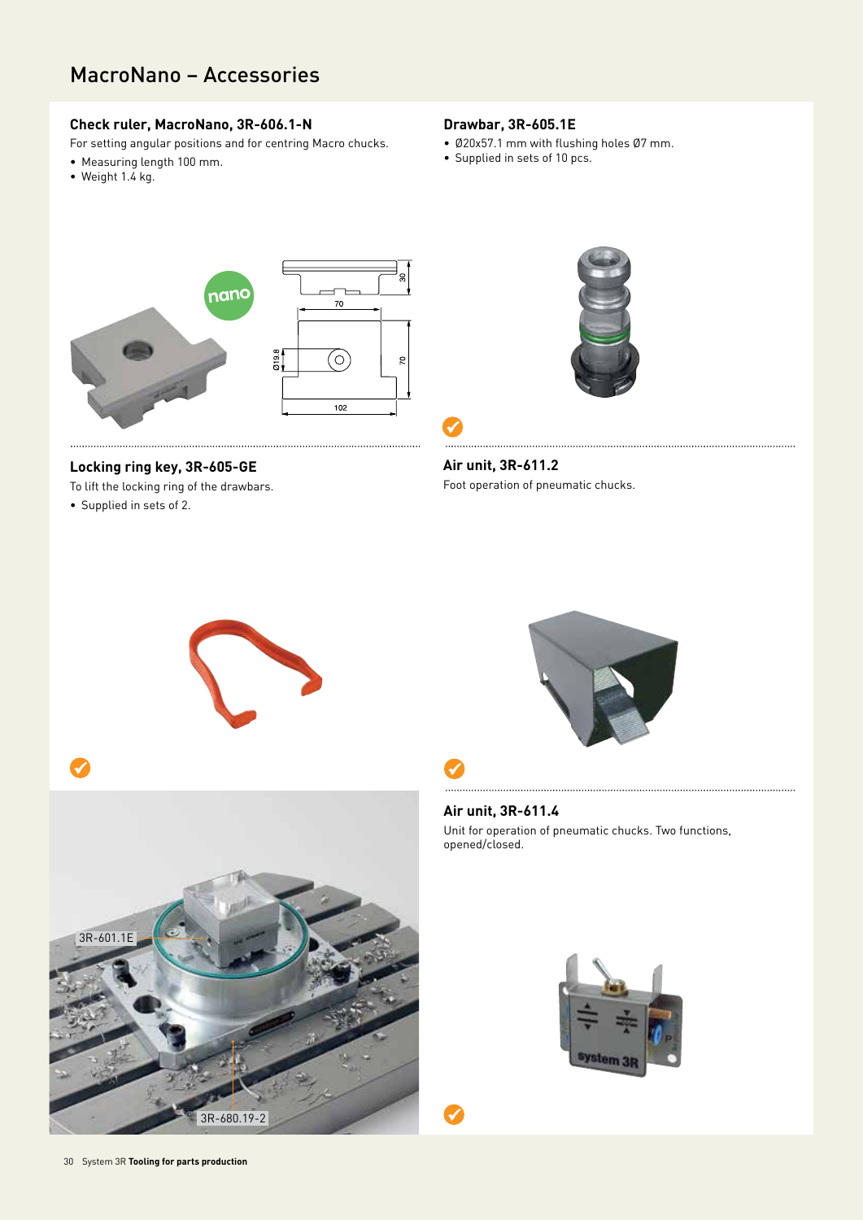# MacroNano – Accessories

### Check ruler, MacroNano, 3R-606.1-N

For setting angular positions and for centring Macro chucks.

- Measuring length 100 mm.
- Weight 1.4 kg.

### Drawbar, 3R-605.1E

- Ø20x57.1 mm with flushing holes Ø7 mm.
- Supplied in sets of 10 pcs.

### Locking ring key, 3R-605-GE

To lift the locking ring of the drawbars.

- Supplied in sets of 2.

### Air unit, 3R-611.2

Foot operation of pneumatic chucks.

3R-601.1E

3R-680.19-2

### Air unit, 3R-611.4

Unit for operation of pneumatic chucks. Two functions, opened/closed.